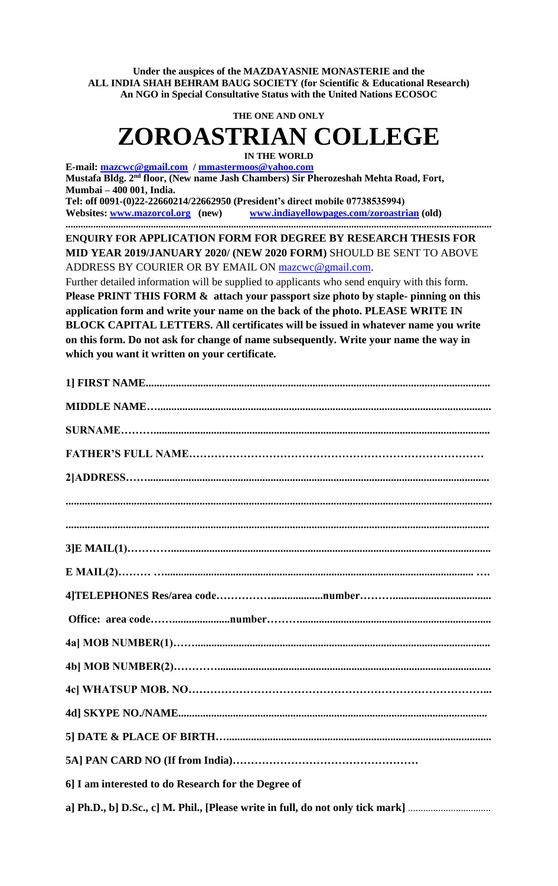**Under the auspices of the MAZDAYASNIE MONASTERIE and the**
**ALL INDIA SHAH BEHRAM BAUG SOCIETY (for Scientific & Educational Research)**
**An NGO in Special Consultative Status with the United Nations ECOSOC**

**THE ONE AND ONLY**

# ZOROASTRIAN COLLEGE

**IN THE WORLD**

**E-mail: mazcwc@gmail.com / mmastermoos@yahoo.com**
**Mustafa Bldg. 2nd floor, (New name Jash Chambers) Sir Pherozeshah Mehta Road, Fort, Mumbai – 400 001, India.**
**Tel: off 0091-(0)22-22660214/22662950 (President's direct mobile 07738535994)**
**Websites: www.mazorcol.org (new) www.indiayellowpages.com/zoroastrian (old)**

---

**ENQUIRY FOR APPLICATION FORM FOR DEGREE BY RESEARCH THESIS FOR MID YEAR 2019/JANUARY 2020/ (NEW 2020 FORM)** SHOULD BE SENT TO ABOVE ADDRESS BY COURIER OR BY EMAIL ON mazcwc@gmail.com.

Further detailed information will be supplied to applicants who send enquiry with this form.
**Please PRINT THIS FORM & attach your passport size photo by staple- pinning on this application form and write your name on the back of the photo. PLEASE WRITE IN BLOCK CAPITAL LETTERS. All certificates will be issued in whatever name you write on this form. Do not ask for change of name subsequently. Write your name the way in which you want it written on your certificate.**

**1] FIRST NAME**.............................................................................................................

**MIDDLE NAME**….........................................................................................................

**SURNAME**………..........................................................................................................

**FATHER'S FULL NAME**………………………………………………………………………

**2]ADDRESS**…….............................................................................................................

.........................................................................................................................................

.........................................................................................................................................

**3]E MAIL(1)**………….....................................................................................................

**E MAIL(2)**……… …................................................................................................ ….

**4]TELEPHONES Res/area code**……………...................**number**……….....................................

**Office: area code**…….....................**number**……....................................................................

**4a] MOB NUMBER(1)**…….............................................................................................

**4b] MOB NUMBER(2)**…………......................................................................................

**4c] WHATSUP MOB. NO**……………………………………………………………………...

**4d] SKYPE NO./NAME**.....................................................................................................

**5] DATE & PLACE OF BIRTH**….....................................................................................

**5A] PAN CARD NO (If from India)**……………………………………………

**6] I am interested to do Research for the Degree of**

**a] Ph.D., b] D.Sc., c] M. Phil., [Please write in full, do not only tick mark]** ................................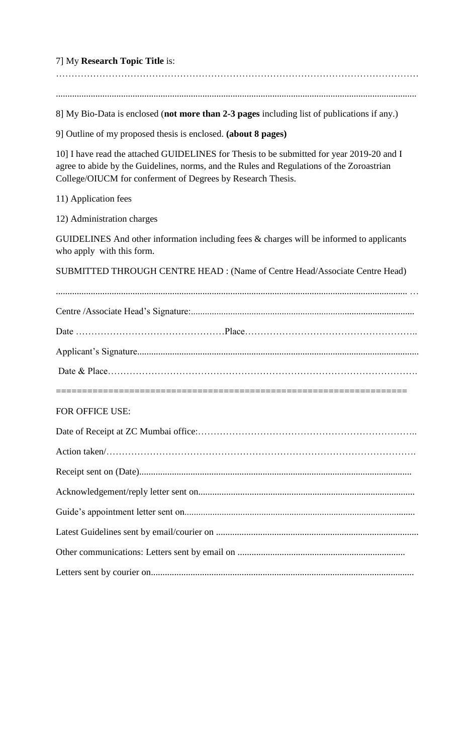7] My **Research Topic Title** is:

……………………………………………………………………………………………………………

..........................................................................................................................................................

8] My Bio-Data is enclosed (**not more than 2-3 pages** including list of publications if any.)

9] Outline of my proposed thesis is enclosed. **(about 8 pages)**

10] I have read the attached GUIDELINES for Thesis to be submitted for year 2019-20 and I agree to abide by the Guidelines, norms, and the Rules and Regulations of the Zoroastrian College/OIUCM for conferment of Degrees by Research Thesis.

11) Application fees

12) Administration charges

GUIDELINES And other information including fees & charges will be informed to applicants who apply with this form.

SUBMITTED THROUGH CENTRE HEAD : (Name of Centre Head/Associate Centre Head)

....................................................................................................................................................... …

Centre /Associate Head's Signature:...............................................................................................

Date …………………………………………Place………………………………………………..

Applicant's Signature........................................................................................................................

Date & Place……………………………………………………………………………………….

==================================================================

FOR OFFICE USE:

Date of Receipt at ZC Mumbai office:……………………………………………………………..

Action taken/……………………………………………………………………………………….

Receipt sent on (Date)....................................................................................................................

Acknowledgement/reply letter sent on............................................................................................

Guide's appointment letter sent on..................................................................................................

Latest Guidelines sent by email/courier on .......................................................................................

Other communications: Letters sent by email on ........................................................................

Letters sent by courier on.................................................................................................................